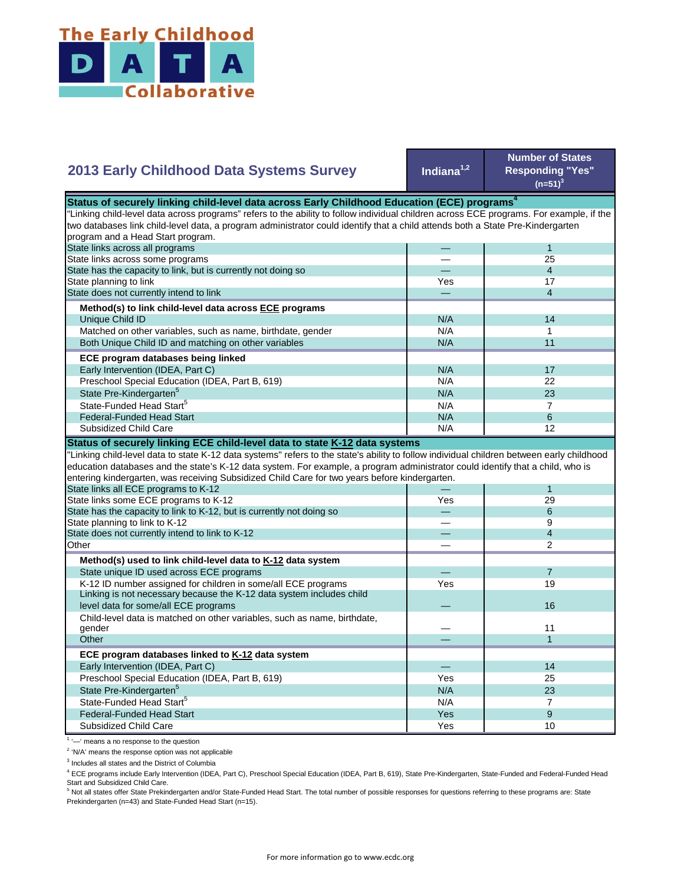The Early Childhood DATA Collaborative

## 2013 Early Childhood Data Systems Survey

| 2013 Early Childhood Data Systems Survey | Indiana[1,2] | Number of States Responding "Yes" (n=51)[3] |
|---|---|---|
| **Status of securely linking child-level data across Early Childhood Education (ECE) programs[4]** | | |
| "Linking child-level data across programs" refers to the ability to follow individual children across ECE programs. For example, if the two databases link child-level data, a program administrator could identify that a child attends both a State Pre-Kindergarten program and a Head Start program. | | |
| State links across all programs | — | 1 |
| State links across some programs | — | 25 |
| State has the capacity to link, but is currently not doing so | — | 4 |
| State planning to link | Yes | 17 |
| State does not currently intend to link | — | 4 |
| **Method(s) to link child-level data across ECE programs** | | |
| Unique Child ID | N/A | 14 |
| Matched on other variables, such as name, birthdate, gender | N/A | 1 |
| Both Unique Child ID and matching on other variables | N/A | 11 |
| **ECE program databases being linked** | | |
| Early Intervention (IDEA, Part C) | N/A | 17 |
| Preschool Special Education (IDEA, Part B, 619) | N/A | 22 |
| State Pre-Kindergarten[5] | N/A | 23 |
| State-Funded Head Start[5] | N/A | 7 |
| Federal-Funded Head Start | N/A | 6 |
| Subsidized Child Care | N/A | 12 |
| **Status of securely linking ECE child-level data to state K-12 data systems** | | |
| "Linking child-level data to state K-12 data systems" refers to the state's ability to follow individual children between early childhood education databases and the state's K-12 data system. For example, a program administrator could identify that a child, who is entering kindergarten, was receiving Subsidized Child Care for two years before kindergarten. | | |
| State links all ECE programs to K-12 | — | 1 |
| State links some ECE programs to K-12 | Yes | 29 |
| State has the capacity to link to K-12, but is currently not doing so | — | 6 |
| State planning to link to K-12 | — | 9 |
| State does not currently intend to link to K-12 | — | 4 |
| Other | — | 2 |
| **Method(s) used to link child-level data to K-12 data system** | | |
| State unique ID used across ECE programs | — | 7 |
| K-12 ID number assigned for children in some/all ECE programs | Yes | 19 |
| Linking is not necessary because the K-12 data system includes child level data for some/all ECE programs | — | 16 |
| Child-level data is matched on other variables, such as name, birthdate, gender | — | 11 |
| Other | — | 1 |
| **ECE program databases linked to K-12 data system** | | |
| Early Intervention (IDEA, Part C) | — | 14 |
| Preschool Special Education (IDEA, Part B, 619) | Yes | 25 |
| State Pre-Kindergarten[5] | N/A | 23 |
| State-Funded Head Start[5] | N/A | 7 |
| Federal-Funded Head Start | Yes | 9 |
| Subsidized Child Care | Yes | 10 |

[1] '—' means a no response to the question

[2] 'N/A' means the response option was not applicable

[3] Includes all states and the District of Columbia

[4] ECE programs include Early Intervention (IDEA, Part C), Preschool Special Education (IDEA, Part B, 619), State Pre-Kindergarten, State-Funded and Federal-Funded Head Start and Subsidized Child Care.

[5] Not all states offer State Prekindergarten and/or State-Funded Head Start. The total number of possible responses for questions referring to these programs are: State Prekindergarten (n=43) and State-Funded Head Start (n=15).

For more information go to www.ecdc.org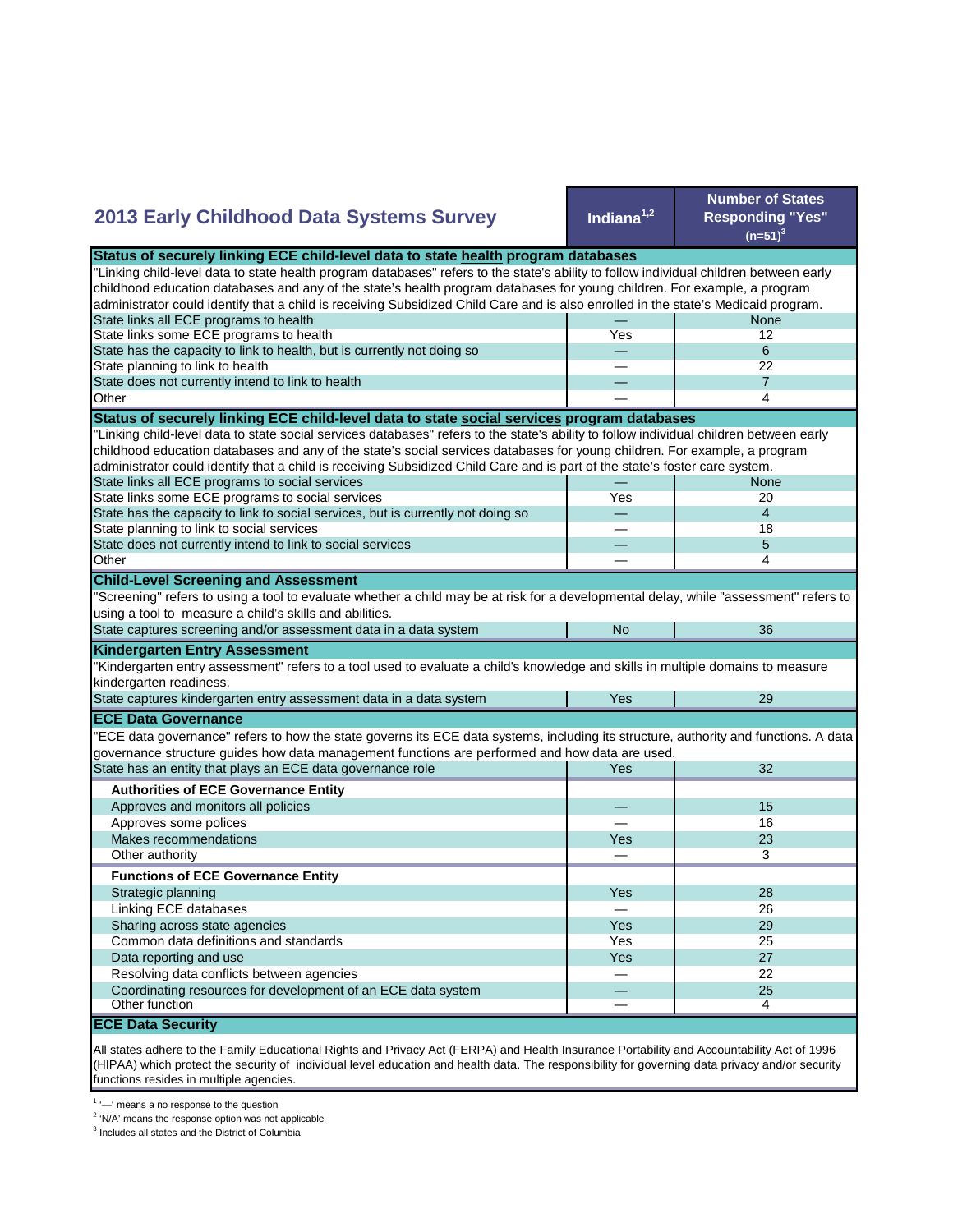## 2013 Early Childhood Data Systems Survey

| | Indiana[1,2] | Number of States Responding "Yes" (n=51)[3] |
|---|---|---|
| **Status of securely linking ECE child-level data to state health program databases** | | |
| "Linking child-level data to state health program databases" refers to the state's ability to follow individual children between early childhood education databases and any of the state's health program databases for young children. For example, a program administrator could identify that a child is receiving Subsidized Child Care and is also enrolled in the state's Medicaid program. | | |
| State links all ECE programs to health | — | None |
| State links some ECE programs to health | Yes | 12 |
| State has the capacity to link to health, but is currently not doing so | — | 6 |
| State planning to link to health | — | 22 |
| State does not currently intend to link to health | — | 7 |
| Other | — | 4 |
| **Status of securely linking ECE child-level data to state social services program databases** | | |
| "Linking child-level data to state social services databases" refers to the state's ability to follow individual children between early childhood education databases and any of the state's social services databases for young children. For example, a program administrator could identify that a child is receiving Subsidized Child Care and is part of the state's foster care system. | | |
| State links all ECE programs to social services | — | None |
| State links some ECE programs to social services | Yes | 20 |
| State has the capacity to link to social services, but is currently not doing so | — | 4 |
| State planning to link to social services | — | 18 |
| State does not currently intend to link to social services | — | 5 |
| Other | — | 4 |
| **Child-Level Screening and Assessment** | | |
| "Screening" refers to using a tool to evaluate whether a child may be at risk for a developmental delay, while "assessment" refers to using a tool to measure a child's skills and abilities. | | |
| State captures screening and/or assessment data in a data system | No | 36 |
| **Kindergarten Entry Assessment** | | |
| "Kindergarten entry assessment" refers to a tool used to evaluate a child's knowledge and skills in multiple domains to measure kindergarten readiness. | | |
| State captures kindergarten entry assessment data in a data system | Yes | 29 |
| **ECE Data Governance** | | |
| "ECE data governance" refers to how the state governs its ECE data systems, including its structure, authority and functions. A data governance structure guides how data management functions are performed and how data are used. | | |
| State has an entity that plays an ECE data governance role | Yes | 32 |
| **Authorities of ECE Governance Entity** | | |
| Approves and monitors all policies | — | 15 |
| Approves some polices | — | 16 |
| Makes recommendations | Yes | 23 |
| Other authority | — | 3 |
| **Functions of ECE Governance Entity** | | |
| Strategic planning | Yes | 28 |
| Linking ECE databases | — | 26 |
| Sharing across state agencies | Yes | 29 |
| Common data definitions and standards | Yes | 25 |
| Data reporting and use | Yes | 27 |
| Resolving data conflicts between agencies | — | 22 |
| Coordinating resources for development of an ECE data system | — | 25 |
| Other function | — | 4 |
| **ECE Data Security** | | |
| All states adhere to the Family Educational Rights and Privacy Act (FERPA) and Health Insurance Portability and Accountability Act of 1996 (HIPAA) which protect the security of individual level education and health data. The responsibility for governing data privacy and/or security functions resides in multiple agencies. | | |

[1] '—' means a no response to the question
[2] 'N/A' means the response option was not applicable
[3] Includes all states and the District of Columbia